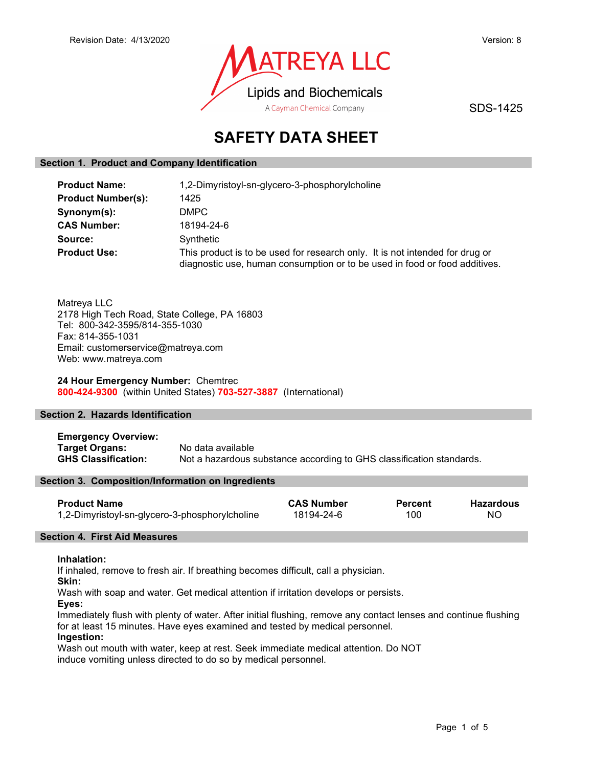Revision Date: 4/13/2020

Version: 8

MATREYA LLC
Lipids and Biochemicals
A Cayman Chemical Company

SDS-1425

# SAFETY DATA SHEET

## Section 1. Product and Company Identification

**Product Name:** 1,2-Dimyristoyl-sn-glycero-3-phosphorylcholine
**Product Number(s):** 1425
**Synonym(s):** DMPC
**CAS Number:** 18194-24-6
**Source:** Synthetic
**Product Use:** This product is to be used for research only. It is not intended for drug or diagnostic use, human consumption or to be used in food or food additives.

Matreya LLC
2178 High Tech Road, State College, PA 16803
Tel: 800-342-3595/814-355-1030
Fax: 814-355-1031
Email: customerservice@matreya.com
Web: www.matreya.com

**24 Hour Emergency Number:** Chemtrec
**800-424-9300** (within United States) **703-527-3887** (International)

## Section 2. Hazards Identification

**Emergency Overview:**
**Target Organs:** No data available
**GHS Classification:** Not a hazardous substance according to GHS classification standards.

## Section 3. Composition/Information on Ingredients

| Product Name | CAS Number | Percent | Hazardous |
|---|---|---|---|
| 1,2-Dimyristoyl-sn-glycero-3-phosphorylcholine | 18194-24-6 | 100 | NO |

## Section 4. First Aid Measures

**Inhalation:**
If inhaled, remove to fresh air. If breathing becomes difficult, call a physician.
**Skin:**
Wash with soap and water. Get medical attention if irritation develops or persists.
**Eyes:**
Immediately flush with plenty of water. After initial flushing, remove any contact lenses and continue flushing for at least 15 minutes. Have eyes examined and tested by medical personnel.
**Ingestion:**
Wash out mouth with water, keep at rest. Seek immediate medical attention. Do NOT induce vomiting unless directed to do so by medical personnel.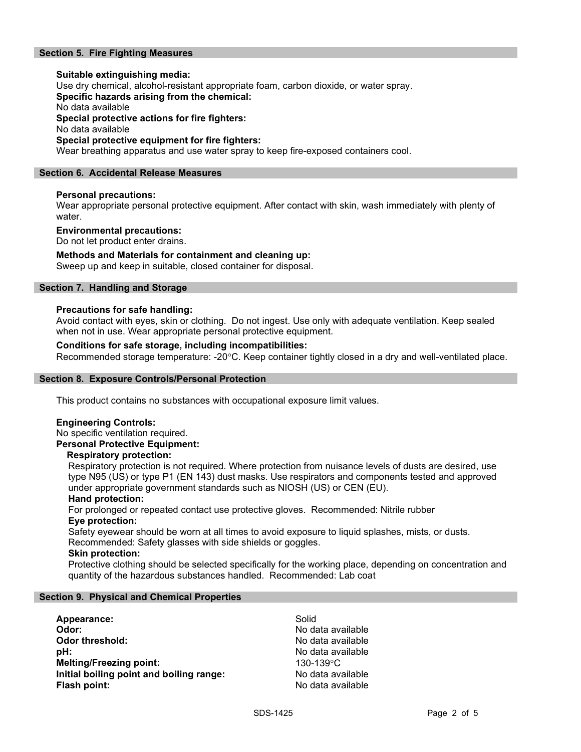## Section 5. Fire Fighting Measures

**Suitable extinguishing media:**
Use dry chemical, alcohol-resistant appropriate foam, carbon dioxide, or water spray.
**Specific hazards arising from the chemical:**
No data available
**Special protective actions for fire fighters:**
No data available
**Special protective equipment for fire fighters:**
Wear breathing apparatus and use water spray to keep fire-exposed containers cool.

## Section 6. Accidental Release Measures

**Personal precautions:**
Wear appropriate personal protective equipment. After contact with skin, wash immediately with plenty of water.

**Environmental precautions:**
Do not let product enter drains.

**Methods and Materials for containment and cleaning up:**
Sweep up and keep in suitable, closed container for disposal.

## Section 7. Handling and Storage

**Precautions for safe handling:**
Avoid contact with eyes, skin or clothing. Do not ingest. Use only with adequate ventilation. Keep sealed when not in use. Wear appropriate personal protective equipment.

**Conditions for safe storage, including incompatibilities:**
Recommended storage temperature: -20°C. Keep container tightly closed in a dry and well-ventilated place.

## Section 8. Exposure Controls/Personal Protection

This product contains no substances with occupational exposure limit values.

**Engineering Controls:**
No specific ventilation required.
**Personal Protective Equipment:**

**Respiratory protection:**
Respiratory protection is not required. Where protection from nuisance levels of dusts are desired, use type N95 (US) or type P1 (EN 143) dust masks. Use respirators and components tested and approved under appropriate government standards such as NIOSH (US) or CEN (EU).

**Hand protection:**
For prolonged or repeated contact use protective gloves. Recommended: Nitrile rubber

**Eye protection:**
Safety eyewear should be worn at all times to avoid exposure to liquid splashes, mists, or dusts. Recommended: Safety glasses with side shields or goggles.

**Skin protection:**
Protective clothing should be selected specifically for the working place, depending on concentration and quantity of the hazardous substances handled. Recommended: Lab coat

## Section 9. Physical and Chemical Properties

| | |
|---|---|
| **Appearance:** | Solid |
| **Odor:** | No data available |
| **Odor threshold:** | No data available |
| **pH:** | No data available |
| **Melting/Freezing point:** | 130-139°C |
| **Initial boiling point and boiling range:** | No data available |
| **Flash point:** | No data available |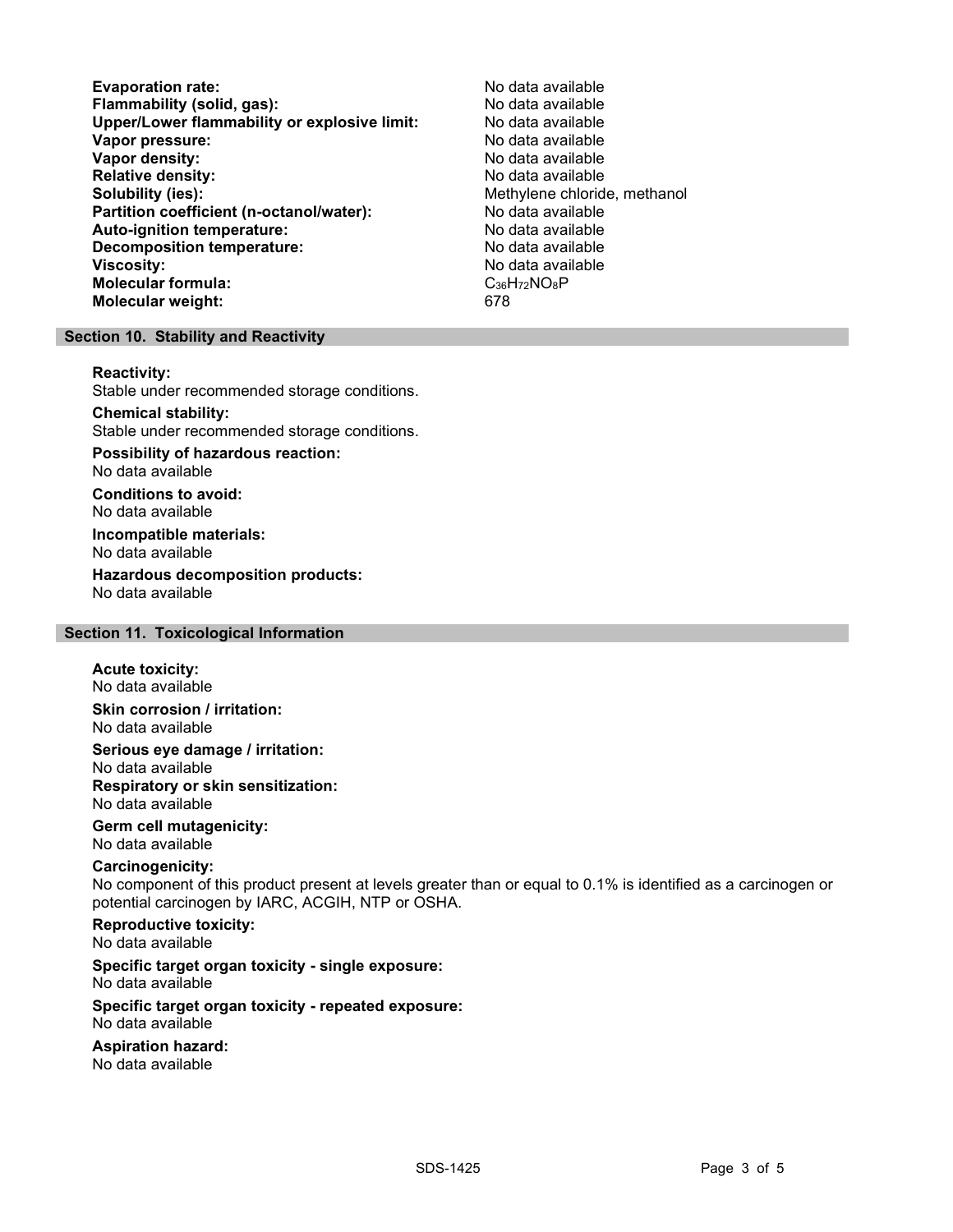**Evaporation rate:** No data available
**Flammability (solid, gas):** No data available
**Upper/Lower flammability or explosive limit:** No data available
**Vapor pressure:** No data available
**Vapor density:** No data available
**Relative density:** No data available
**Solubility (ies):** Methylene chloride, methanol
**Partition coefficient (n-octanol/water):** No data available
**Auto-ignition temperature:** No data available
**Decomposition temperature:** No data available
**Viscosity:** No data available
**Molecular formula:** $C_{36}H_{72}NO_8P$
**Molecular weight:** 678

## Section 10. Stability and Reactivity

**Reactivity:**
Stable under recommended storage conditions.

**Chemical stability:**
Stable under recommended storage conditions.

**Possibility of hazardous reaction:**
No data available

**Conditions to avoid:**
No data available

**Incompatible materials:**
No data available

**Hazardous decomposition products:**
No data available

## Section 11. Toxicological Information

**Acute toxicity:**
No data available

**Skin corrosion / irritation:**
No data available

**Serious eye damage / irritation:**
No data available

**Respiratory or skin sensitization:**
No data available

**Germ cell mutagenicity:**
No data available

**Carcinogenicity:**
No component of this product present at levels greater than or equal to 0.1% is identified as a carcinogen or potential carcinogen by IARC, ACGIH, NTP or OSHA.

**Reproductive toxicity:**
No data available

**Specific target organ toxicity - single exposure:**
No data available

**Specific target organ toxicity - repeated exposure:**
No data available

**Aspiration hazard:**
No data available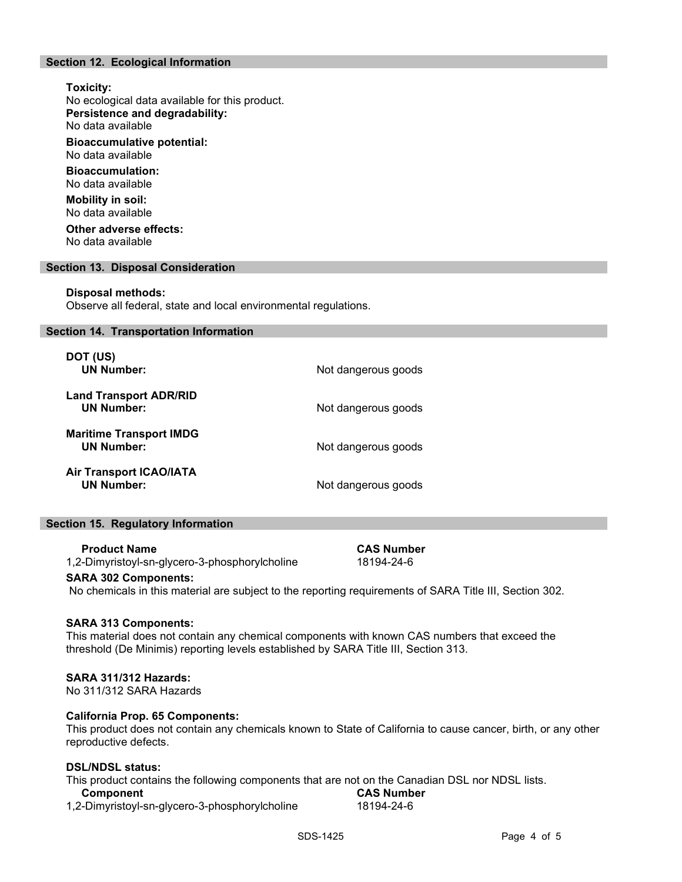## Section 12. Ecological Information

**Toxicity:**
No ecological data available for this product.

**Persistence and degradability:**
No data available

**Bioaccumulative potential:**
No data available

**Bioaccumulation:**
No data available

**Mobility in soil:**
No data available

**Other adverse effects:**
No data available

## Section 13. Disposal Consideration

**Disposal methods:**
Observe all federal, state and local environmental regulations.

## Section 14. Transportation Information

| | |
|---|---|
| **DOT (US)** | |
| **UN Number:** | Not dangerous goods |
| **Land Transport ADR/RID** | |
| **UN Number:** | Not dangerous goods |
| **Maritime Transport IMDG** | |
| **UN Number:** | Not dangerous goods |
| **Air Transport ICAO/IATA** | |
| **UN Number:** | Not dangerous goods |

## Section 15. Regulatory Information

| Product Name | CAS Number |
|---|---|
| 1,2-Dimyristoyl-sn-glycero-3-phosphorylcholine | 18194-24-6 |

**SARA 302 Components:**
No chemicals in this material are subject to the reporting requirements of SARA Title III, Section 302.

**SARA 313 Components:**
This material does not contain any chemical components with known CAS numbers that exceed the threshold (De Minimis) reporting levels established by SARA Title III, Section 313.

**SARA 311/312 Hazards:**
No 311/312 SARA Hazards

**California Prop. 65 Components:**
This product does not contain any chemicals known to State of California to cause cancer, birth, or any other reproductive defects.

**DSL/NDSL status:**
This product contains the following components that are not on the Canadian DSL nor NDSL lists.

| Component | CAS Number |
|---|---|
| 1,2-Dimyristoyl-sn-glycero-3-phosphorylcholine | 18194-24-6 |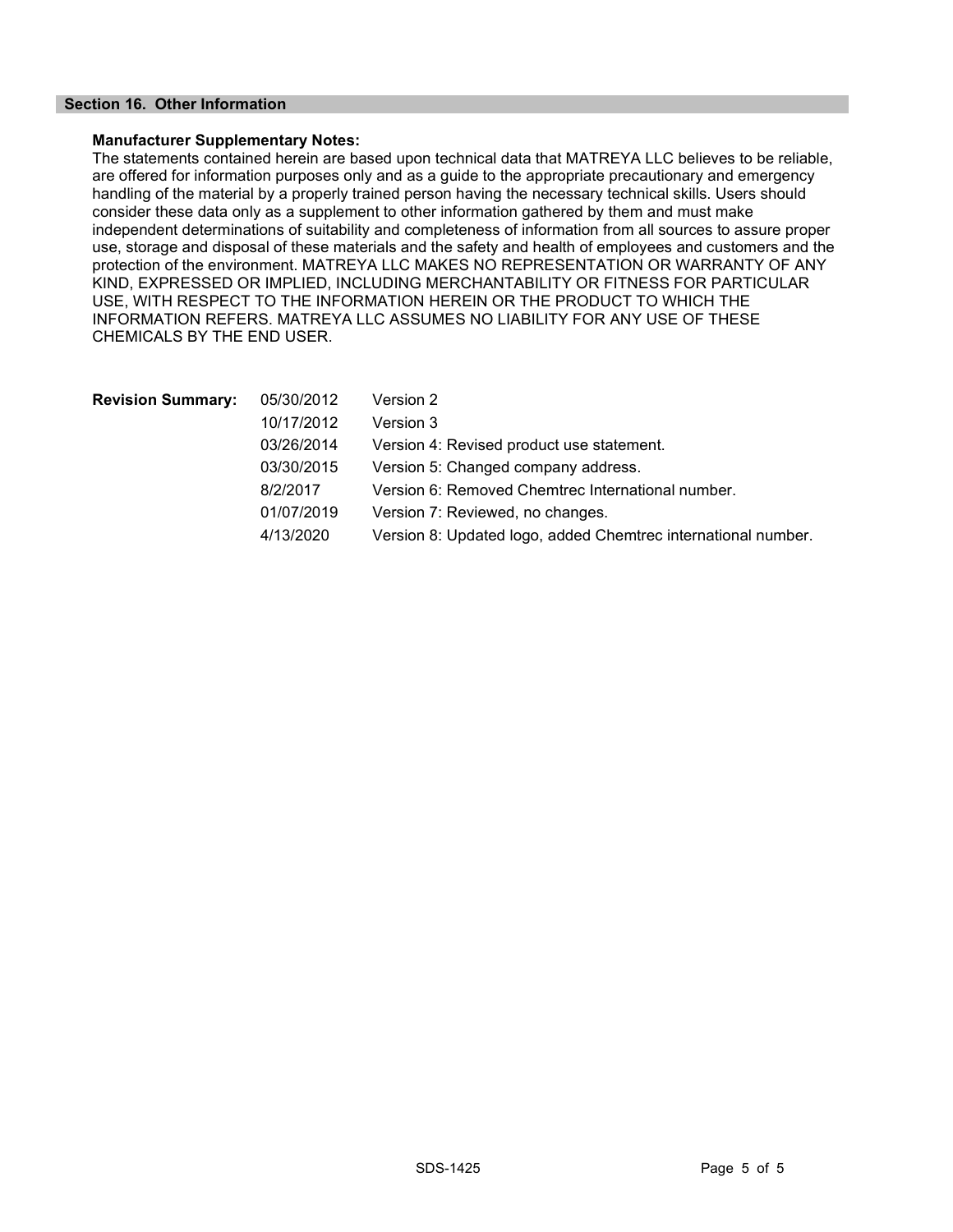## Section 16. Other Information

**Manufacturer Supplementary Notes:**

The statements contained herein are based upon technical data that MATREYA LLC believes to be reliable, are offered for information purposes only and as a guide to the appropriate precautionary and emergency handling of the material by a properly trained person having the necessary technical skills. Users should consider these data only as a supplement to other information gathered by them and must make independent determinations of suitability and completeness of information from all sources to assure proper use, storage and disposal of these materials and the safety and health of employees and customers and the protection of the environment. MATREYA LLC MAKES NO REPRESENTATION OR WARRANTY OF ANY KIND, EXPRESSED OR IMPLIED, INCLUDING MERCHANTABILITY OR FITNESS FOR PARTICULAR USE, WITH RESPECT TO THE INFORMATION HEREIN OR THE PRODUCT TO WHICH THE INFORMATION REFERS. MATREYA LLC ASSUMES NO LIABILITY FOR ANY USE OF THESE CHEMICALS BY THE END USER.

| | | |
|---|---|---|
| **Revision Summary:** | 05/30/2012 | Version 2 |
| | 10/17/2012 | Version 3 |
| | 03/26/2014 | Version 4: Revised product use statement. |
| | 03/30/2015 | Version 5: Changed company address. |
| | 8/2/2017 | Version 6: Removed Chemtrec International number. |
| | 01/07/2019 | Version 7: Reviewed, no changes. |
| | 4/13/2020 | Version 8: Updated logo, added Chemtrec international number. |

SDS-1425